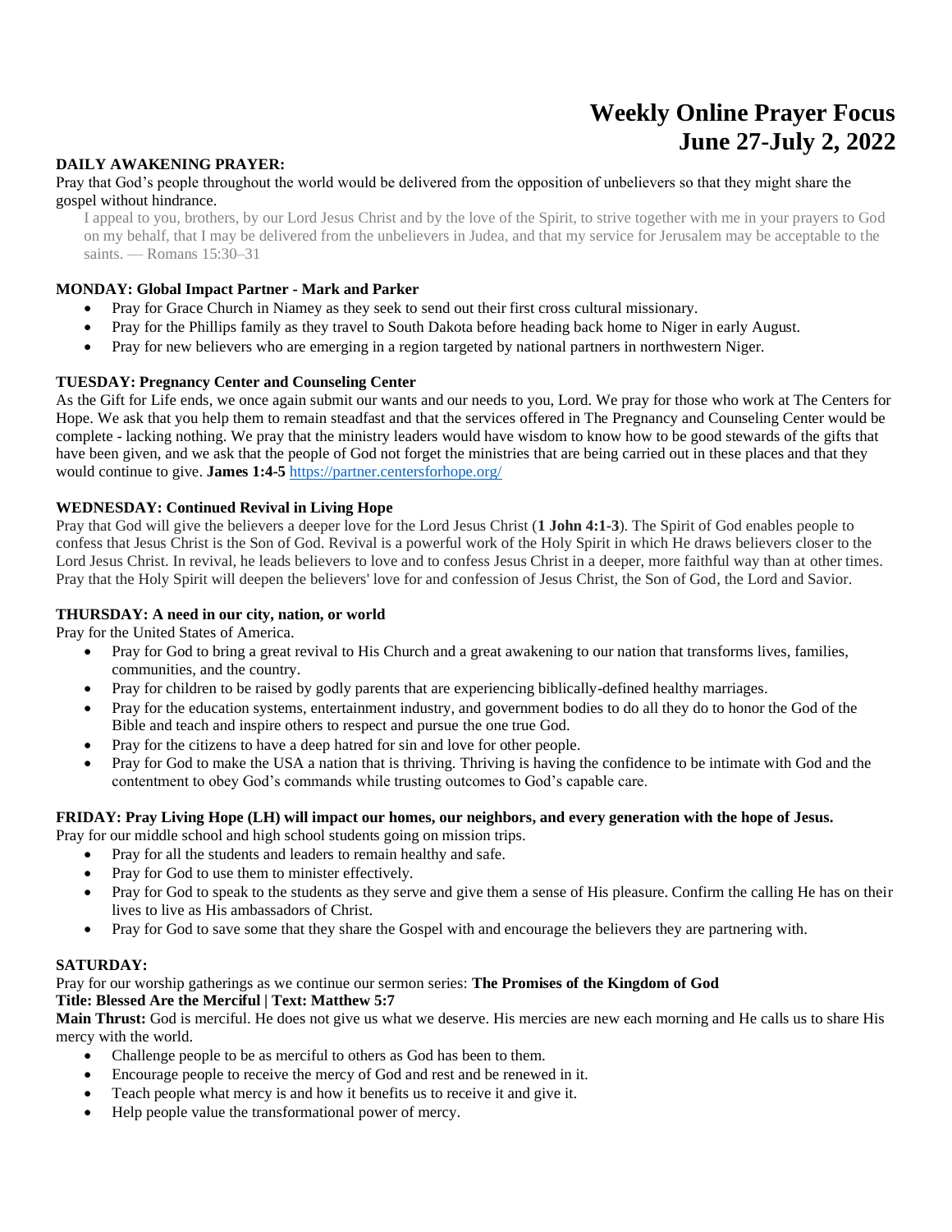# Weekly Online Prayer Focus
# June 27-July 2, 2022

**DAILY AWAKENING PRAYER:**

Pray that God's people throughout the world would be delivered from the opposition of unbelievers so that they might share the gospel without hindrance.

> I appeal to you, brothers, by our Lord Jesus Christ and by the love of the Spirit, to strive together with me in your prayers to God on my behalf, that I may be delivered from the unbelievers in Judea, and that my service for Jerusalem may be acceptable to the saints. — Romans 15:30–31

**MONDAY: Global Impact Partner - Mark and Parker**

- Pray for Grace Church in Niamey as they seek to send out their first cross cultural missionary.
- Pray for the Phillips family as they travel to South Dakota before heading back home to Niger in early August.
- Pray for new believers who are emerging in a region targeted by national partners in northwestern Niger.

**TUESDAY: Pregnancy Center and Counseling Center**

As the Gift for Life ends, we once again submit our wants and our needs to you, Lord. We pray for those who work at The Centers for Hope. We ask that you help them to remain steadfast and that the services offered in The Pregnancy and Counseling Center would be complete - lacking nothing. We pray that the ministry leaders would have wisdom to know how to be good stewards of the gifts that have been given, and we ask that the people of God not forget the ministries that are being carried out in these places and that they would continue to give. **James 1:4-5** https://partner.centersforhope.org/

**WEDNESDAY: Continued Revival in Living Hope**

Pray that God will give the believers a deeper love for the Lord Jesus Christ (**1 John 4:1-3**). The Spirit of God enables people to confess that Jesus Christ is the Son of God. Revival is a powerful work of the Holy Spirit in which He draws believers closer to the Lord Jesus Christ. In revival, he leads believers to love and to confess Jesus Christ in a deeper, more faithful way than at other times. Pray that the Holy Spirit will deepen the believers' love for and confession of Jesus Christ, the Son of God, the Lord and Savior.

**THURSDAY: A need in our city, nation, or world**

Pray for the United States of America.

- Pray for God to bring a great revival to His Church and a great awakening to our nation that transforms lives, families, communities, and the country.
- Pray for children to be raised by godly parents that are experiencing biblically-defined healthy marriages.
- Pray for the education systems, entertainment industry, and government bodies to do all they do to honor the God of the Bible and teach and inspire others to respect and pursue the one true God.
- Pray for the citizens to have a deep hatred for sin and love for other people.
- Pray for God to make the USA a nation that is thriving. Thriving is having the confidence to be intimate with God and the contentment to obey God's commands while trusting outcomes to God's capable care.

**FRIDAY: Pray Living Hope (LH) will impact our homes, our neighbors, and every generation with the hope of Jesus.**

Pray for our middle school and high school students going on mission trips.

- Pray for all the students and leaders to remain healthy and safe.
- Pray for God to use them to minister effectively.
- Pray for God to speak to the students as they serve and give them a sense of His pleasure. Confirm the calling He has on their lives to live as His ambassadors of Christ.
- Pray for God to save some that they share the Gospel with and encourage the believers they are partnering with.

**SATURDAY:**

Pray for our worship gatherings as we continue our sermon series: **The Promises of the Kingdom of God**

**Title: Blessed Are the Merciful | Text: Matthew 5:7**

**Main Thrust:** God is merciful. He does not give us what we deserve. His mercies are new each morning and He calls us to share His mercy with the world.

- Challenge people to be as merciful to others as God has been to them.
- Encourage people to receive the mercy of God and rest and be renewed in it.
- Teach people what mercy is and how it benefits us to receive it and give it.
- Help people value the transformational power of mercy.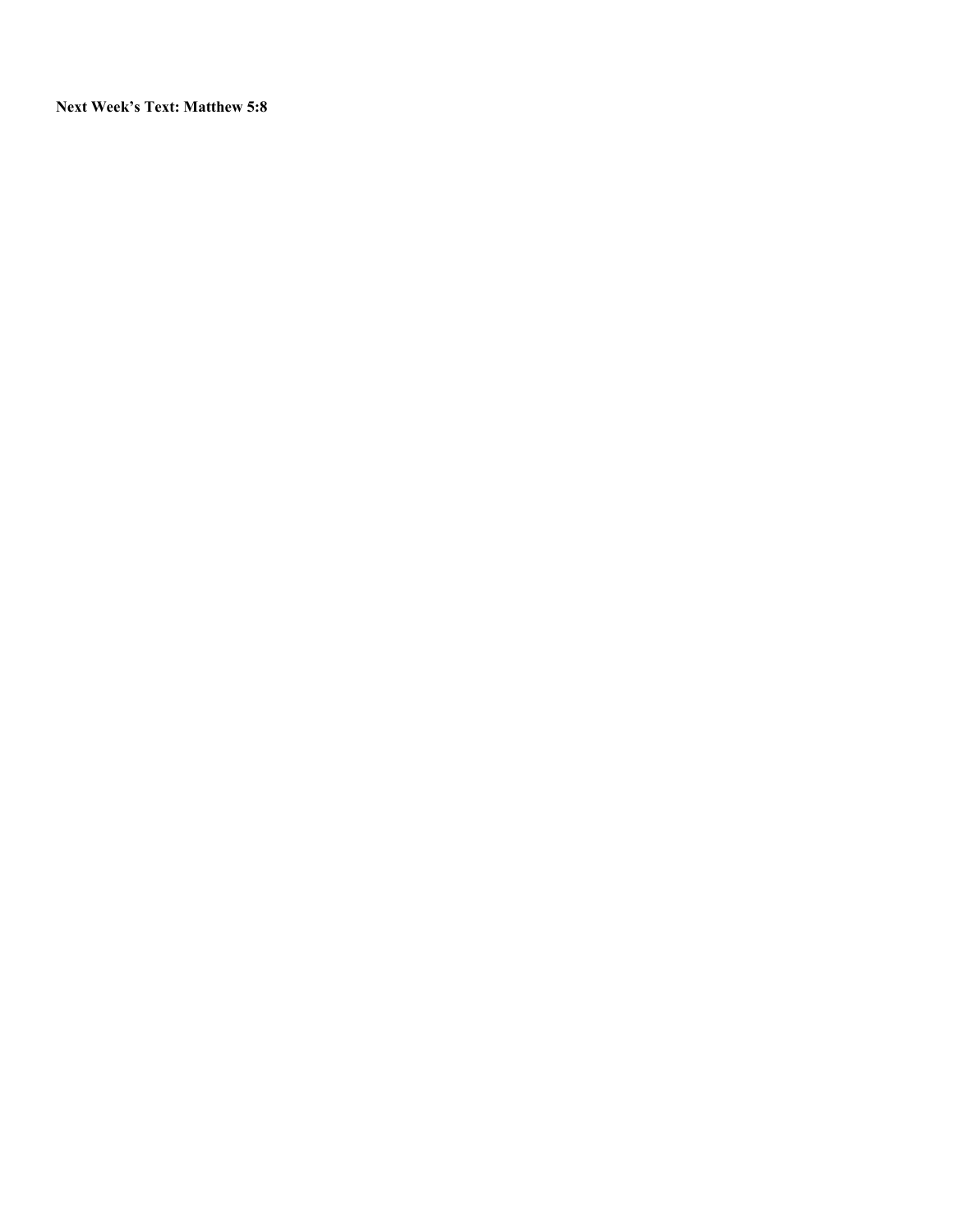**Next Week's Text: Matthew 5:8**